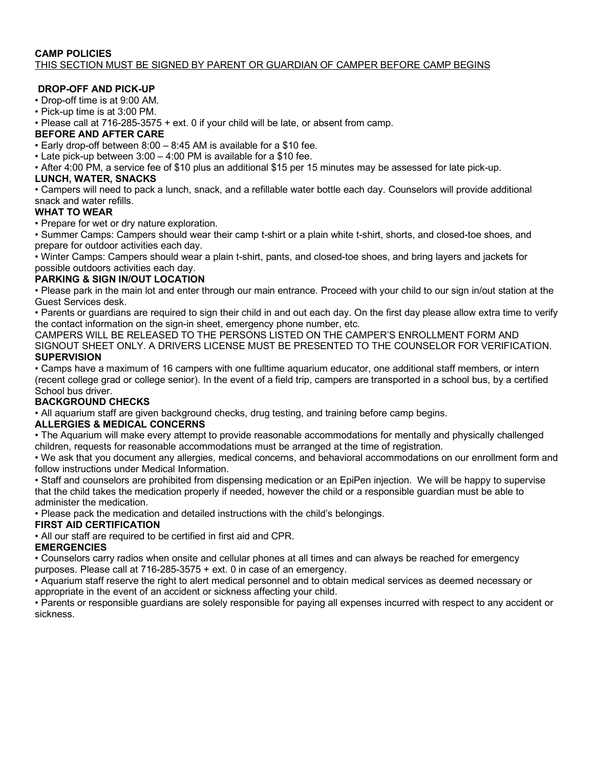**CAMP POLICIES**

THIS SECTION MUST BE SIGNED BY PARENT OR GUARDIAN OF CAMPER BEFORE CAMP BEGINS

**DROP-OFF AND PICK-UP**

- Drop-off time is at 9:00 AM.
- Pick-up time is at 3:00 PM.
- Please call at 716-285-3575 + ext. 0 if your child will be late, or absent from camp.

**BEFORE AND AFTER CARE**

- Early drop-off between 8:00 – 8:45 AM is available for a $10 fee.
- Late pick-up between 3:00 – 4:00 PM is available for a $10 fee.
- After 4:00 PM, a service fee of $10 plus an additional $15 per 15 minutes may be assessed for late pick-up.

**LUNCH, WATER, SNACKS**

- Campers will need to pack a lunch, snack, and a refillable water bottle each day. Counselors will provide additional snack and water refills.

**WHAT TO WEAR**

- Prepare for wet or dry nature exploration.
- Summer Camps: Campers should wear their camp t-shirt or a plain white t-shirt, shorts, and closed-toe shoes, and prepare for outdoor activities each day.
- Winter Camps: Campers should wear a plain t-shirt, pants, and closed-toe shoes, and bring layers and jackets for possible outdoors activities each day.

**PARKING & SIGN IN/OUT LOCATION**

- Please park in the main lot and enter through our main entrance. Proceed with your child to our sign in/out station at the Guest Services desk.
- Parents or guardians are required to sign their child in and out each day. On the first day please allow extra time to verify the contact information on the sign-in sheet, emergency phone number, etc.

CAMPERS WILL BE RELEASED TO THE PERSONS LISTED ON THE CAMPER'S ENROLLMENT FORM AND SIGNOUT SHEET ONLY. A DRIVERS LICENSE MUST BE PRESENTED TO THE COUNSELOR FOR VERIFICATION.

**SUPERVISION**

- Camps have a maximum of 16 campers with one fulltime aquarium educator, one additional staff members, or intern (recent college grad or college senior). In the event of a field trip, campers are transported in a school bus, by a certified School bus driver.

**BACKGROUND CHECKS**

- All aquarium staff are given background checks, drug testing, and training before camp begins.

**ALLERGIES & MEDICAL CONCERNS**

- The Aquarium will make every attempt to provide reasonable accommodations for mentally and physically challenged children, requests for reasonable accommodations must be arranged at the time of registration.
- We ask that you document any allergies, medical concerns, and behavioral accommodations on our enrollment form and follow instructions under Medical Information.
- Staff and counselors are prohibited from dispensing medication or an EpiPen injection. We will be happy to supervise that the child takes the medication properly if needed, however the child or a responsible guardian must be able to administer the medication.
- Please pack the medication and detailed instructions with the child's belongings.

**FIRST AID CERTIFICATION**

- All our staff are required to be certified in first aid and CPR.

**EMERGENCIES**

- Counselors carry radios when onsite and cellular phones at all times and can always be reached for emergency purposes. Please call at 716-285-3575 + ext. 0 in case of an emergency.
- Aquarium staff reserve the right to alert medical personnel and to obtain medical services as deemed necessary or appropriate in the event of an accident or sickness affecting your child.
- Parents or responsible guardians are solely responsible for paying all expenses incurred with respect to any accident or sickness.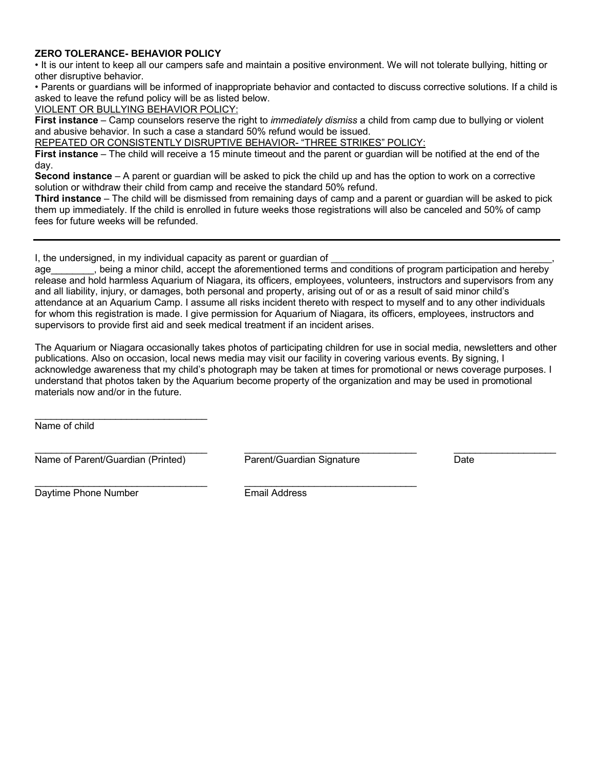**ZERO TOLERANCE- BEHAVIOR POLICY**

- It is our intent to keep all our campers safe and maintain a positive environment. We will not tolerate bullying, hitting or other disruptive behavior.
- Parents or guardians will be informed of inappropriate behavior and contacted to discuss corrective solutions. If a child is asked to leave the refund policy will be as listed below.

<u>VIOLENT OR BULLYING BEHAVIOR POLICY:</u>

**First instance** – Camp counselors reserve the right to *immediately dismiss* a child from camp due to bullying or violent and abusive behavior. In such a case a standard 50% refund would be issued.

<u>REPEATED OR CONSISTENTLY DISRUPTIVE BEHAVIOR- "THREE STRIKES" POLICY:</u>

**First instance** – The child will receive a 15 minute timeout and the parent or guardian will be notified at the end of the day.

**Second instance** – A parent or guardian will be asked to pick the child up and has the option to work on a corrective solution or withdraw their child from camp and receive the standard 50% refund.

**Third instance** – The child will be dismissed from remaining days of camp and a parent or guardian will be asked to pick them up immediately. If the child is enrolled in future weeks those registrations will also be canceled and 50% of camp fees for future weeks will be refunded.

---

I, the undersigned, in my individual capacity as parent or guardian of ___________________________________________, age________, being a minor child, accept the aforementioned terms and conditions of program participation and hereby release and hold harmless Aquarium of Niagara, its officers, employees, volunteers, instructors and supervisors from any and all liability, injury, or damages, both personal and property, arising out of or as a result of said minor child's attendance at an Aquarium Camp. I assume all risks incident thereto with respect to myself and to any other individuals for whom this registration is made. I give permission for Aquarium of Niagara, its officers, employees, instructors and supervisors to provide first aid and seek medical treatment if an incident arises.

The Aquarium or Niagara occasionally takes photos of participating children for use in social media, newsletters and other publications. Also on occasion, local news media may visit our facility in covering various events. By signing, I acknowledge awareness that my child's photograph may be taken at times for promotional or news coverage purposes. I understand that photos taken by the Aquarium become property of the organization and may be used in promotional materials now and/or in the future.

_________________________________
Name of child

_________________________________ &nbsp;&nbsp; _________________________________ &nbsp;&nbsp; ___________________
Name of Parent/Guardian (Printed) &nbsp;&nbsp; Parent/Guardian Signature &nbsp;&nbsp; Date

_________________________________ &nbsp;&nbsp; _________________________________
Daytime Phone Number &nbsp;&nbsp; Email Address